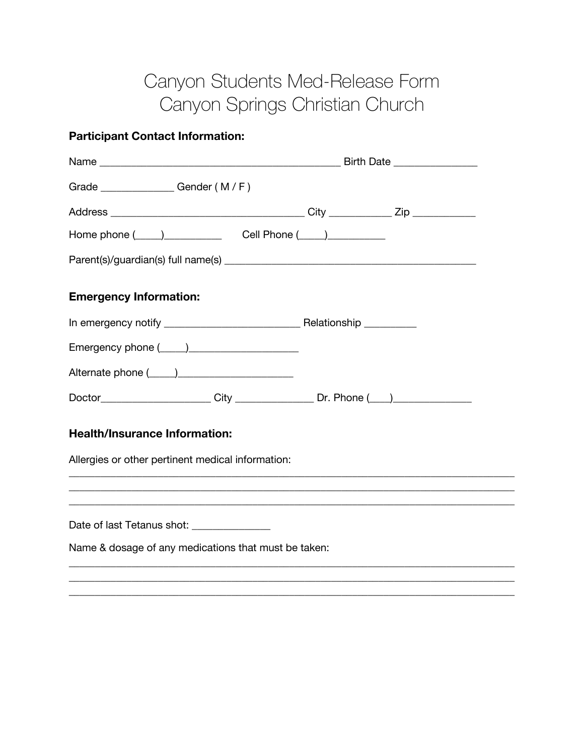# Canyon Students Med-Release Form
# Canyon Springs Christian Church

**Participant Contact Information:**

Name ___________________________________________ Birth Date _______________

Grade _____________ Gender ( M / F )

Address ___________________________________ City ___________ Zip ___________

Home phone (_____)___________ Cell Phone (_____)___________

Parent(s)/guardian(s) full name(s) _____________________________________________

**Emergency Information:**

In emergency notify ________________________ Relationship _________

Emergency phone (_____)____________________

Alternate phone (_____)_____________________

Doctor____________________ City ______________ Dr. Phone (____)______________

**Health/Insurance Information:**

Allergies or other pertinent medical information:

_______________________________________________________________________________

_______________________________________________________________________________

_______________________________________________________________________________

Date of last Tetanus shot: ______________

Name & dosage of any medications that must be taken:

_______________________________________________________________________________

_______________________________________________________________________________

_______________________________________________________________________________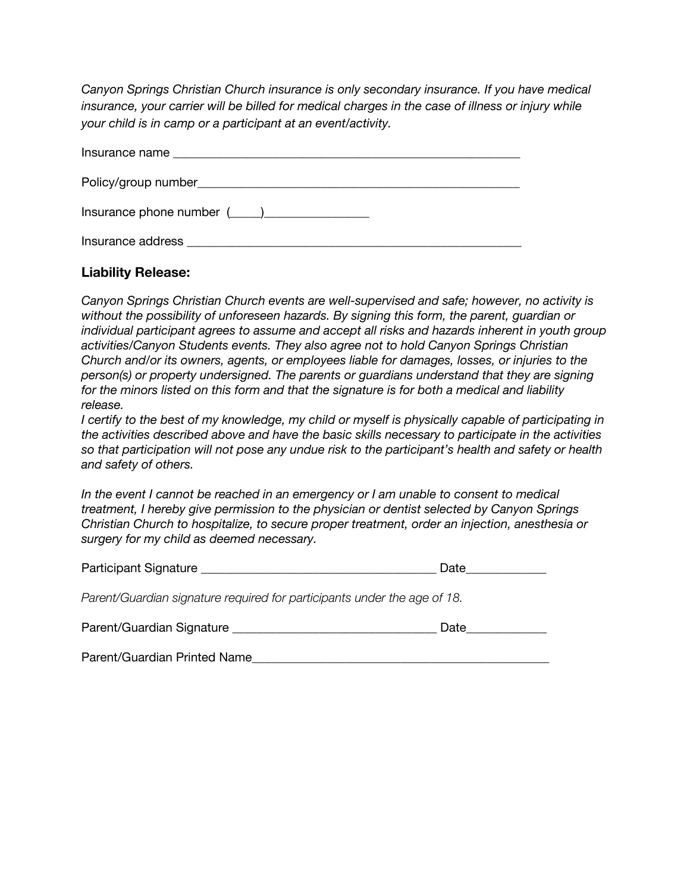*Canyon Springs Christian Church insurance is only secondary insurance. If you have medical insurance, your carrier will be billed for medical charges in the case of illness or injury while your child is in camp or a participant at an event/activity.*

Insurance name ______________________________________________________

Policy/group number__________________________________________________

Insurance phone number (_____)________________

Insurance address ____________________________________________________

### Liability Release:

*Canyon Springs Christian Church events are well-supervised and safe; however, no activity is without the possibility of unforeseen hazards. By signing this form, the parent, guardian or individual participant agrees to assume and accept all risks and hazards inherent in youth group activities/Canyon Students events. They also agree not to hold Canyon Springs Christian Church and/or its owners, agents, or employees liable for damages, losses, or injuries to the person(s) or property undersigned. The parents or guardians understand that they are signing for the minors listed on this form and that the signature is for both a medical and liability release.*
*I certify to the best of my knowledge, my child or myself is physically capable of participating in the activities described above and have the basic skills necessary to participate in the activities so that participation will not pose any undue risk to the participant's health and safety or health and safety of others.*

*In the event I cannot be reached in an emergency or I am unable to consent to medical treatment, I hereby give permission to the physician or dentist selected by Canyon Springs Christian Church to hospitalize, to secure proper treatment, order an injection, anesthesia or surgery for my child as deemed necessary.*

Participant Signature ____________________________________ Date____________

*Parent/Guardian signature required for participants under the age of 18.*

Parent/Guardian Signature _______________________________ Date____________

Parent/Guardian Printed Name______________________________________________